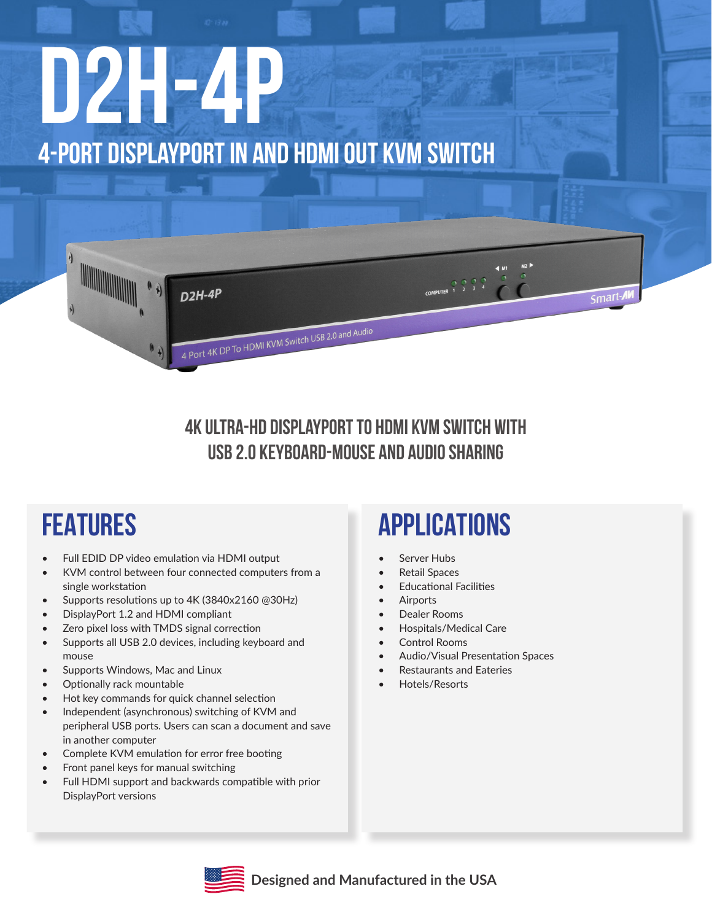# D2H-4P

## 4-PORT DISPLAYPORT IN AND HDMI OUT KVM SWITCH

### 4K ULTRA-HD DISPLAYPORT TO HDMI KVM SWITCH WITH USB 2.0 KEYBOARD-MOUSE AND AUDIO SHARING

## FEATURES

- Full EDID DP video emulation via HDMI output
- KVM control between four connected computers from a single workstation
- Supports resolutions up to 4K (3840x2160 @30Hz)
- DisplayPort 1.2 and HDMI compliant
- Zero pixel loss with TMDS signal correction
- Supports all USB 2.0 devices, including keyboard and mouse
- Supports Windows, Mac and Linux
- Optionally rack mountable
- Hot key commands for quick channel selection
- Independent (asynchronous) switching of KVM and peripheral USB ports. Users can scan a document and save in another computer
- Complete KVM emulation for error free booting
- Front panel keys for manual switching
- Full HDMI support and backwards compatible with prior DisplayPort versions

## APPLICATIONS

- Server Hubs
- Retail Spaces
- Educational Facilities
- Airports
- Dealer Rooms
- Hospitals/Medical Care
- Control Rooms
- Audio/Visual Presentation Spaces
- Restaurants and Eateries
- Hotels/Resorts

**Designed and Manufactured in the USA**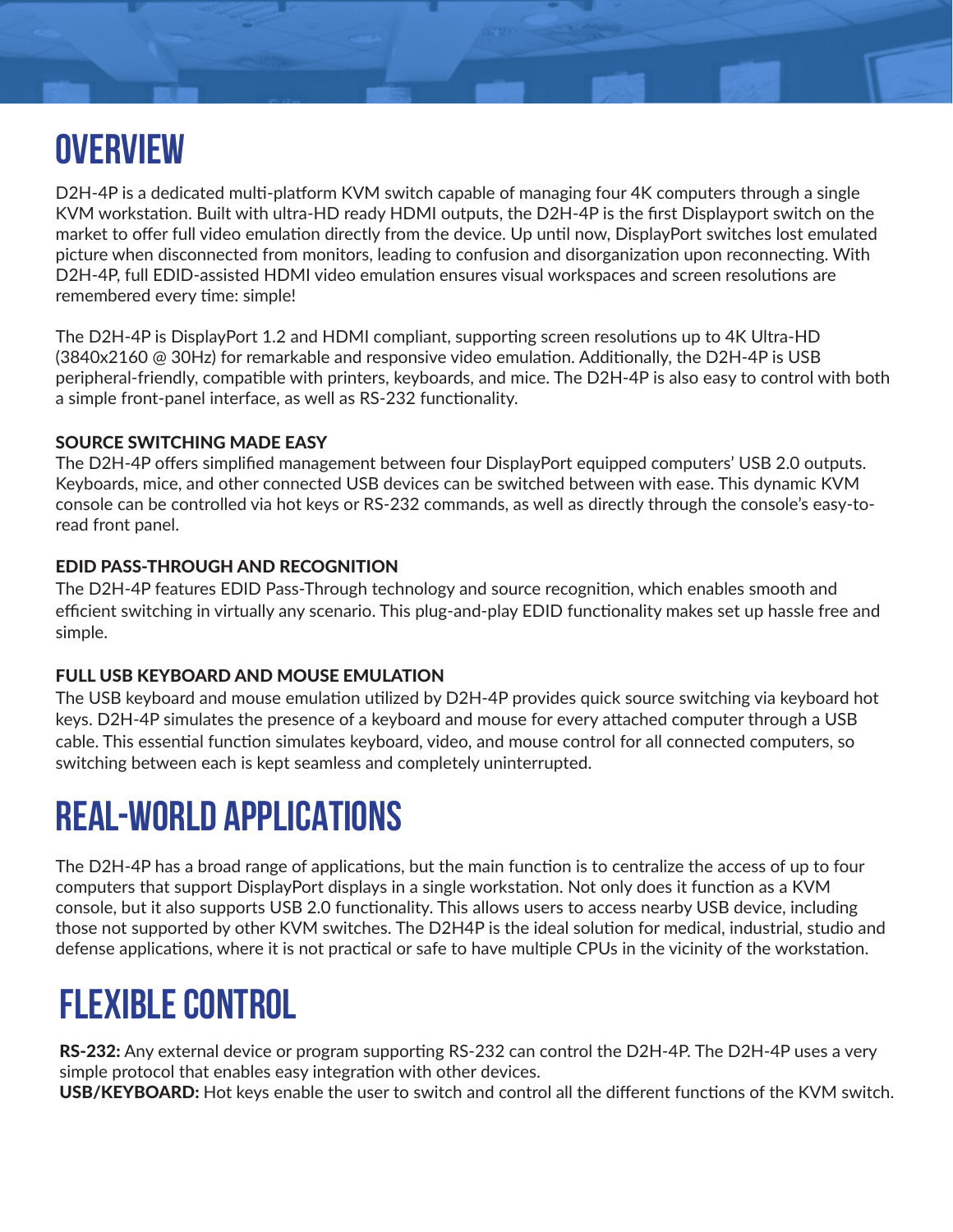# OVERVIEW

D2H-4P is a dedicated multi-platform KVM switch capable of managing four 4K computers through a single KVM workstation. Built with ultra-HD ready HDMI outputs, the D2H-4P is the first Displayport switch on the market to offer full video emulation directly from the device. Up until now, DisplayPort switches lost emulated picture when disconnected from monitors, leading to confusion and disorganization upon reconnecting. With D2H-4P, full EDID-assisted HDMI video emulation ensures visual workspaces and screen resolutions are remembered every time: simple!

The D2H-4P is DisplayPort 1.2 and HDMI compliant, supporting screen resolutions up to 4K Ultra-HD (3840x2160 @ 30Hz) for remarkable and responsive video emulation. Additionally, the D2H-4P is USB peripheral-friendly, compatible with printers, keyboards, and mice. The D2H-4P is also easy to control with both a simple front-panel interface, as well as RS-232 functionality.

### SOURCE SWITCHING MADE EASY

The D2H-4P offers simplified management between four DisplayPort equipped computers' USB 2.0 outputs. Keyboards, mice, and other connected USB devices can be switched between with ease. This dynamic KVM console can be controlled via hot keys or RS-232 commands, as well as directly through the console's easy-to-read front panel.

### EDID PASS-THROUGH AND RECOGNITION

The D2H-4P features EDID Pass-Through technology and source recognition, which enables smooth and efficient switching in virtually any scenario. This plug-and-play EDID functionality makes set up hassle free and simple.

### FULL USB KEYBOARD AND MOUSE EMULATION

The USB keyboard and mouse emulation utilized by D2H-4P provides quick source switching via keyboard hot keys. D2H-4P simulates the presence of a keyboard and mouse for every attached computer through a USB cable. This essential function simulates keyboard, video, and mouse control for all connected computers, so switching between each is kept seamless and completely uninterrupted.

# REAL-WORLD APPLICATIONS

The D2H-4P has a broad range of applications, but the main function is to centralize the access of up to four computers that support DisplayPort displays in a single workstation. Not only does it function as a KVM console, but it also supports USB 2.0 functionality. This allows users to access nearby USB device, including those not supported by other KVM switches. The D2H4P is the ideal solution for medical, industrial, studio and defense applications, where it is not practical or safe to have multiple CPUs in the vicinity of the workstation.

# FLEXIBLE CONTROL

**RS-232:** Any external device or program supporting RS-232 can control the D2H-4P. The D2H-4P uses a very simple protocol that enables easy integration with other devices.
**USB/KEYBOARD:** Hot keys enable the user to switch and control all the different functions of the KVM switch.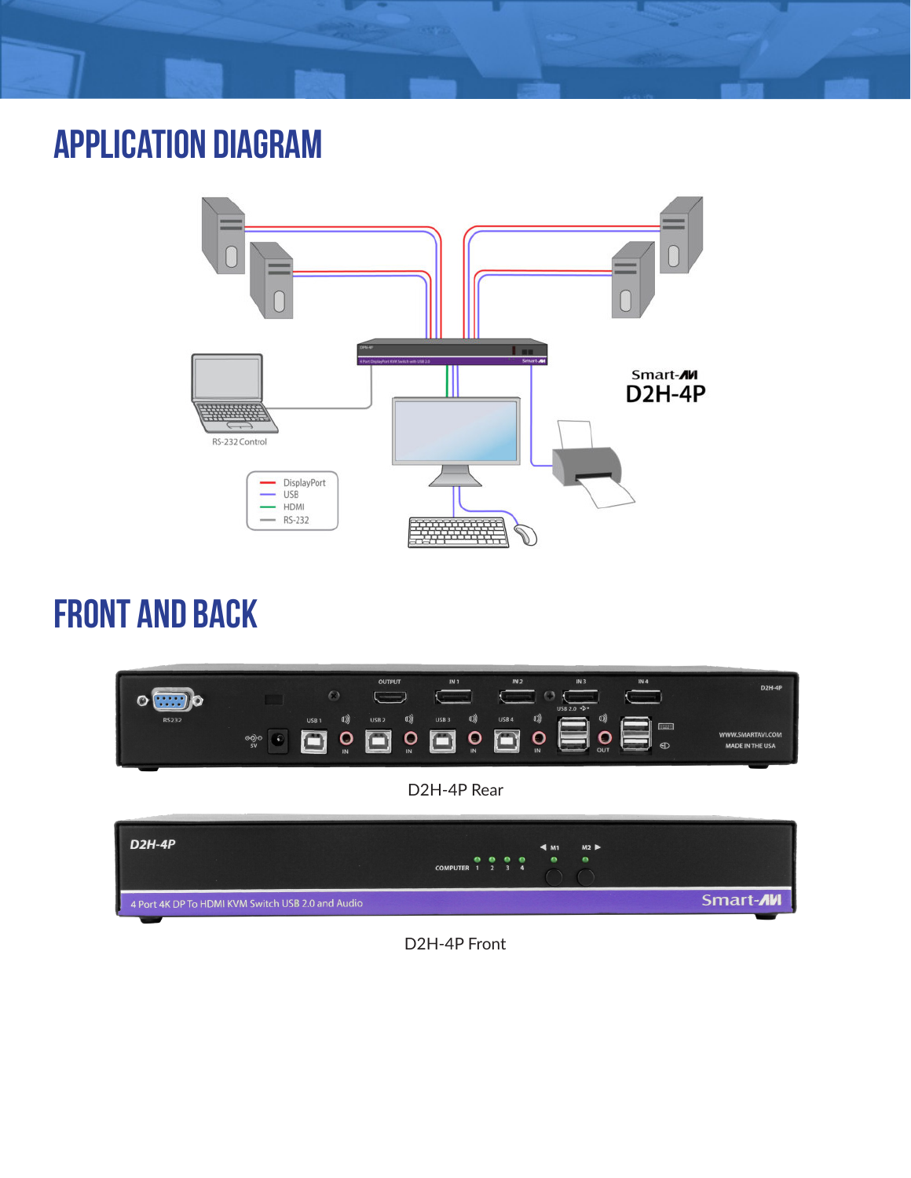# APPLICATION DIAGRAM

# FRONT AND BACK

D2H-4P Rear

D2H-4P Front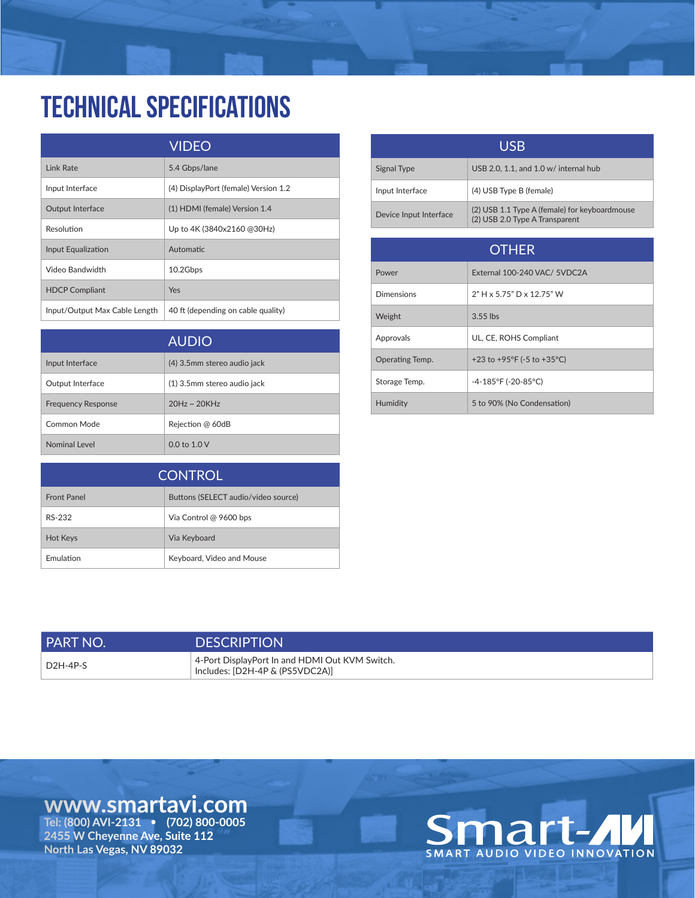# TECHNICAL SPECIFICATIONS

| VIDEO | |
|---|---|
| Link Rate | 5.4 Gbps/lane |
| Input Interface | (4) DisplayPort (female) Version 1.2 |
| Output Interface | (1) HDMI (female) Version 1.4 |
| Resolution | Up to 4K (3840x2160 @30Hz) |
| Input Equalization | Automatic |
| Video Bandwidth | 10.2Gbps |
| HDCP Compliant | Yes |
| Input/Output Max Cable Length | 40 ft (depending on cable quality) |

| AUDIO | |
|---|---|
| Input Interface | (4) 3.5mm stereo audio jack |
| Output Interface | (1) 3.5mm stereo audio jack |
| Frequency Response | 20Hz ~ 20KHz |
| Common Mode | Rejection @ 60dB |
| Nominal Level | 0.0 to 1.0 V |

| CONTROL | |
|---|---|
| Front Panel | Buttons (SELECT audio/video source) |
| RS-232 | Via Control @ 9600 bps |
| Hot Keys | Via Keyboard |
| Emulation | Keyboard, Video and Mouse |

| USB | |
|---|---|
| Signal Type | USB 2.0, 1.1, and 1.0 w/ internal hub |
| Input Interface | (4) USB Type B (female) |
| Device Input Interface | (2) USB 1.1 Type A (female) for keyboardmouse<br>(2) USB 2.0 Type A Transparent |

| OTHER | |
|---|---|
| Power | External 100-240 VAC/ 5VDC2A |
| Dimensions | 2" H x 5.75" D x 12.75" W |
| Weight | 3.55 lbs |
| Approvals | UL, CE, ROHS Compliant |
| Operating Temp. | +23 to +95°F (-5 to +35°C) |
| Storage Temp. | -4-185°F (-20-85°C) |
| Humidity | 5 to 90% (No Condensation) |

| PART NO. | DESCRIPTION |
|---|---|
| D2H-4P-S | 4-Port DisplayPort In and HDMI Out KVM Switch.<br>Includes: [D2H-4P & (PS5VDC2A)] |

www.smartavi.com
Tel: (800) AVI-2131 • (702) 800-0005
2455 W Cheyenne Ave, Suite 112
North Las Vegas, NV 89032

Smart-AVI
SMART AUDIO VIDEO INNOVATION